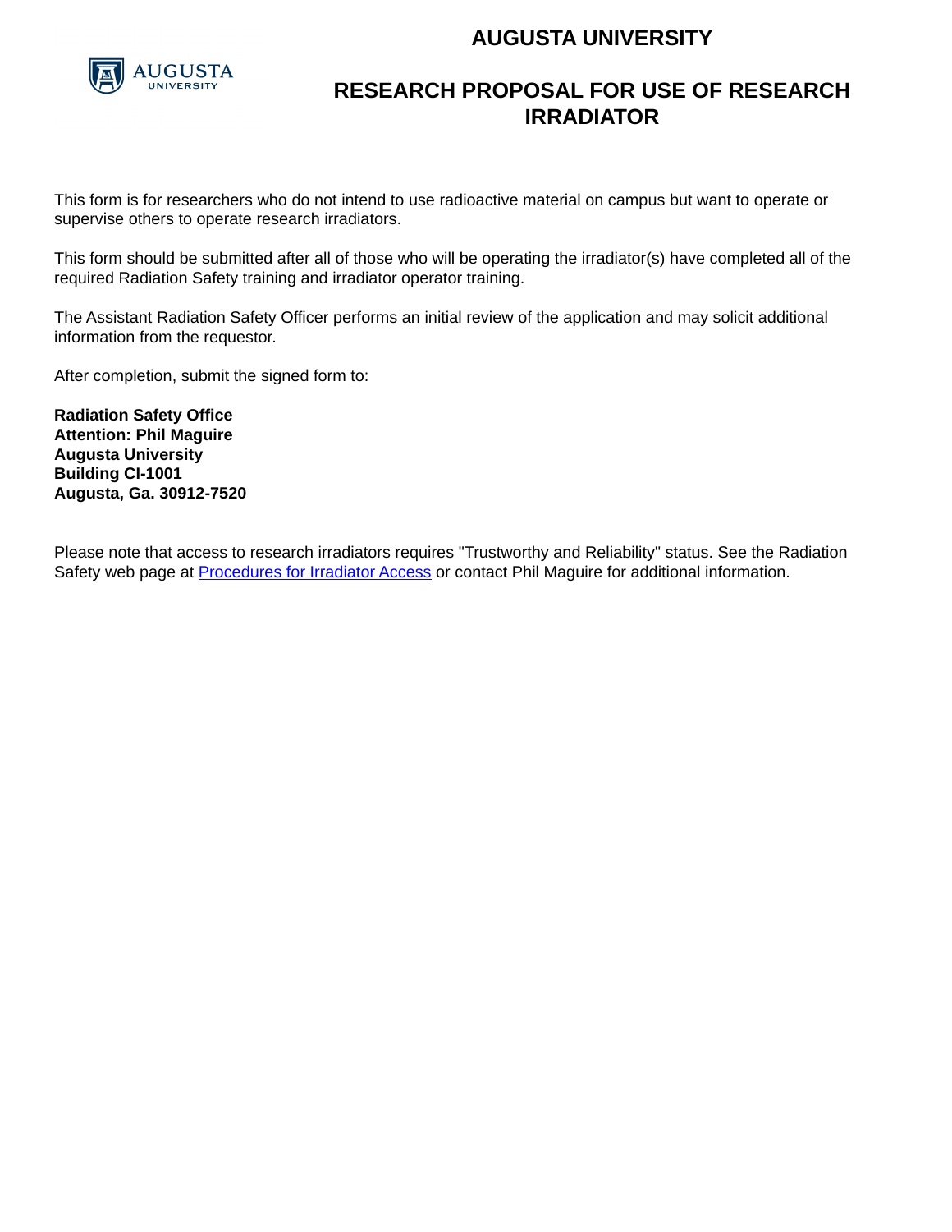# AUGUSTA UNIVERSITY

## RESEARCH PROPOSAL FOR USE OF RESEARCH IRRADIATOR

This form is for researchers who do not intend to use radioactive material on campus but want to operate or supervise others to operate research irradiators.

This form should be submitted after all of those who will be operating the irradiator(s) have completed all of the required Radiation Safety training and irradiator operator training.

The Assistant Radiation Safety Officer performs an initial review of the application and may solicit additional information from the requestor.

After completion, submit the signed form to:

**Radiation Safety Office**
**Attention: Phil Maguire**
**Augusta University**
**Building CI-1001**
**Augusta, Ga. 30912-7520**

Please note that access to research irradiators requires "Trustworthy and Reliability" status. See the Radiation Safety web page at Procedures for Irradiator Access or contact Phil Maguire for additional information.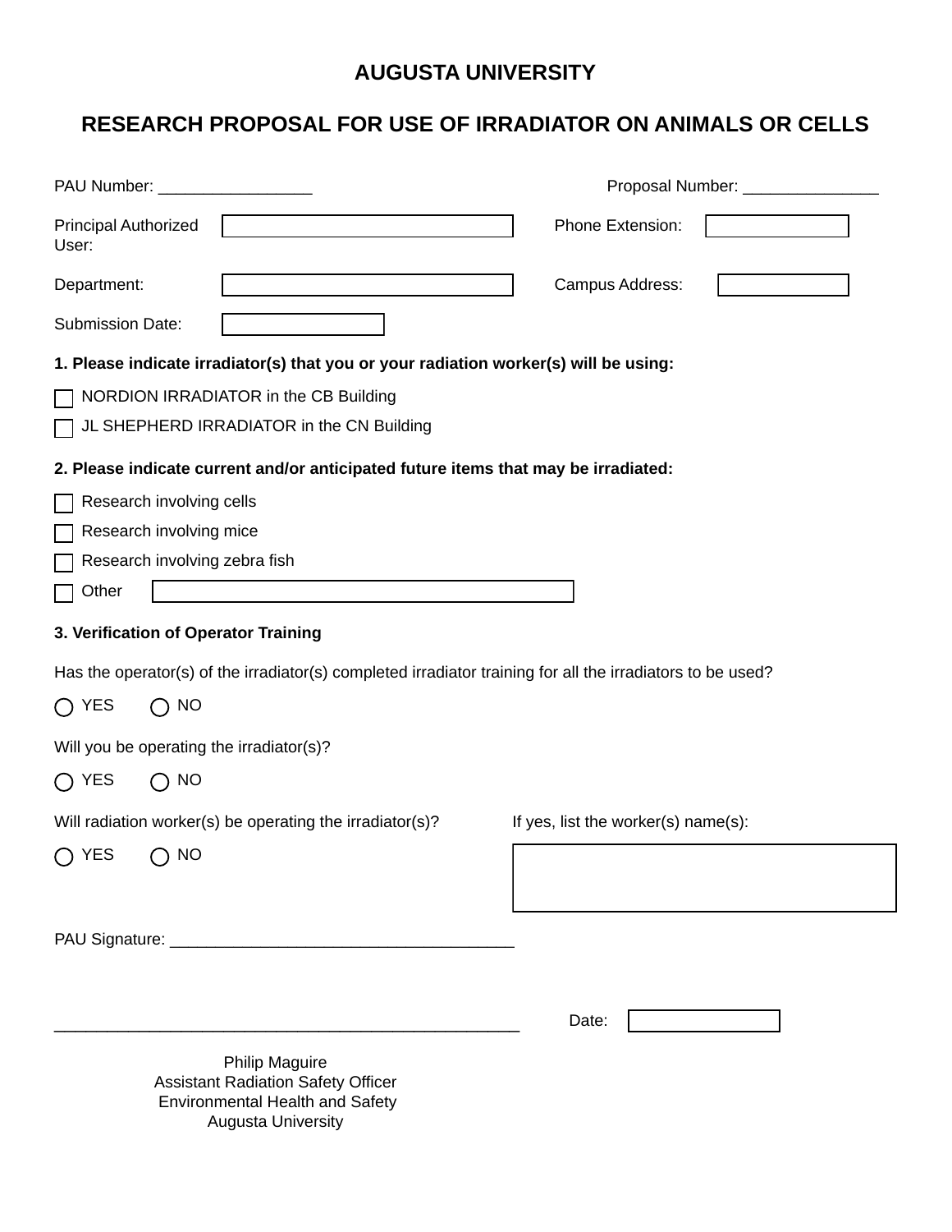## AUGUSTA UNIVERSITY

## RESEARCH PROPOSAL FOR USE OF IRRADIATOR ON ANIMALS OR CELLS

PAU Number: _________________ Proposal Number: _______________

Principal Authorized User: [ ] Phone Extension: [ ]

Department: [ ] Campus Address: [ ]

Submission Date: [ ]

**1. Please indicate irradiator(s) that you or your radiation worker(s) will be using:**

- ☐ NORDION IRRADIATOR in the CB Building
- ☐ JL SHEPHERD IRRADIATOR in the CN Building

**2. Please indicate current and/or anticipated future items that may be irradiated:**

- ☐ Research involving cells
- ☐ Research involving mice
- ☐ Research involving zebra fish
- ☐ Other [ ]

**3. Verification of Operator Training**

Has the operator(s) of the irradiator(s) completed irradiator training for all the irradiators to be used?

◯ YES ◯ NO

Will you be operating the irradiator(s)?

◯ YES ◯ NO

Will radiation worker(s) be operating the irradiator(s)?

◯ YES ◯ NO

If yes, list the worker(s) name(s): [ ]

PAU Signature: ______________________________________

_____________________________________________________ Date: [ ]

Philip Maguire
Assistant Radiation Safety Officer
Environmental Health and Safety
Augusta University